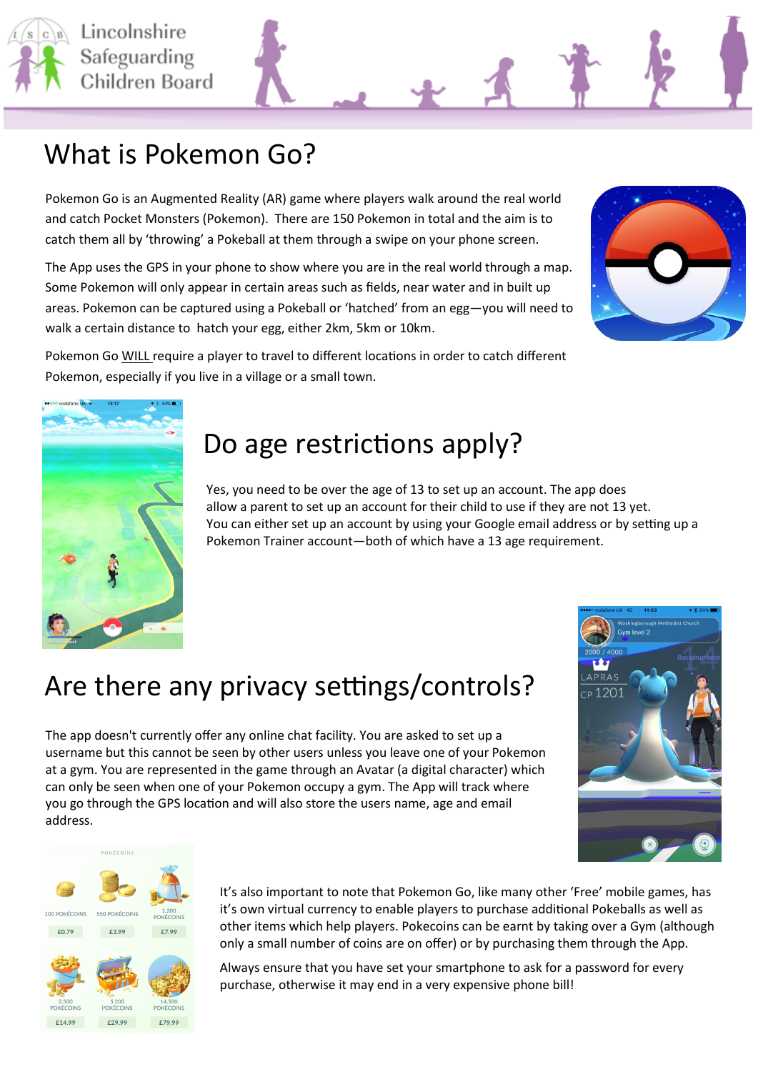Lincolnshire Safeguarding Children Board

# What is Pokemon Go?

Pokemon Go is an Augmented Reality (AR) game where players walk around the real world and catch Pocket Monsters (Pokemon). There are 150 Pokemon in total and the aim is to catch them all by 'throwing' a Pokeball at them through a swipe on your phone screen.

The App uses the GPS in your phone to show where you are in the real world through a map. Some Pokemon will only appear in certain areas such as fields, near water and in built up areas. Pokemon can be captured using a Pokeball or 'hatched' from an egg—you will need to walk a certain distance to hatch your egg, either 2km, 5km or 10km.

Pokemon Go WILL require a player to travel to different locations in order to catch different Pokemon, especially if you live in a village or a small town.

# Do age restrictions apply?

Yes, you need to be over the age of 13 to set up an account. The app does allow a parent to set up an account for their child to use if they are not 13 yet. You can either set up an account by using your Google email address or by setting up a Pokemon Trainer account—both of which have a 13 age requirement.

# Are there any privacy settings/controls?

The app doesn't currently offer any online chat facility. You are asked to set up a username but this cannot be seen by other users unless you leave one of your Pokemon at a gym. You are represented in the game through an Avatar (a digital character) which can only be seen when one of your Pokemon occupy a gym. The App will track where you go through the GPS location and will also store the users name, age and email address.

| POKÉCOINS | | |
|---|---|---|
| 100 POKÉCOINS | 550 POKÉCOINS | 1,200 POKÉCOINS |
| £0.79 | £3.99 | £7.99 |
| 2,500 POKÉCOINS | 5,200 POKÉCOINS | 14,500 POKÉCOINS |
| £14.99 | £29.99 | £79.99 |

It's also important to note that Pokemon Go, like many other 'Free' mobile games, has it's own virtual currency to enable players to purchase additional Pokeballs as well as other items which help players. Pokecoins can be earnt by taking over a Gym (although only a small number of coins are on offer) or by purchasing them through the App.

Always ensure that you have set your smartphone to ask for a password for every purchase, otherwise it may end in a very expensive phone bill!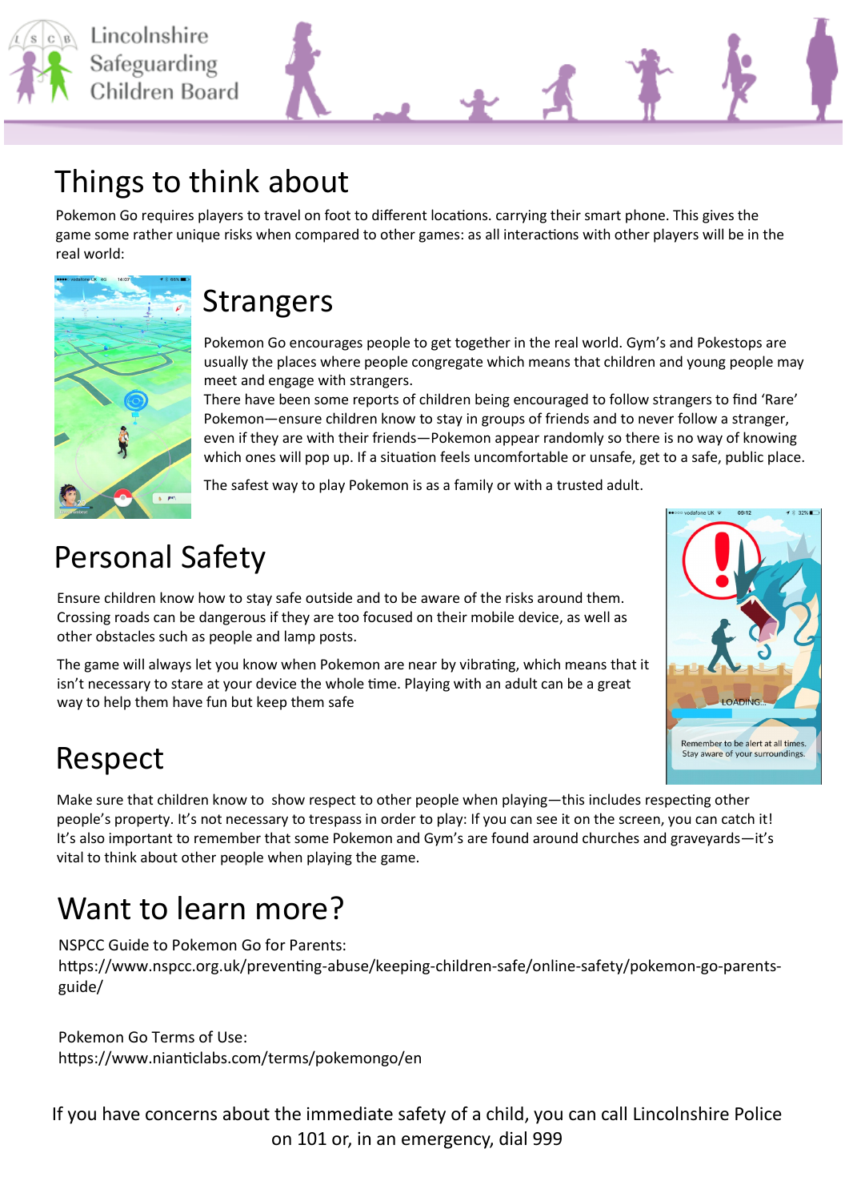# Things to think about

Pokemon Go requires players to travel on foot to different locations. carrying their smart phone. This gives the game some rather unique risks when compared to other games: as all interactions with other players will be in the real world:

## Strangers

Pokemon Go encourages people to get together in the real world. Gym's and Pokestops are usually the places where people congregate which means that children and young people may meet and engage with strangers.

There have been some reports of children being encouraged to follow strangers to find 'Rare' Pokemon—ensure children know to stay in groups of friends and to never follow a stranger, even if they are with their friends—Pokemon appear randomly so there is no way of knowing which ones will pop up. If a situation feels uncomfortable or unsafe, get to a safe, public place.

The safest way to play Pokemon is as a family or with a trusted adult.

## Personal Safety

Ensure children know how to stay safe outside and to be aware of the risks around them. Crossing roads can be dangerous if they are too focused on their mobile device, as well as other obstacles such as people and lamp posts.

The game will always let you know when Pokemon are near by vibrating, which means that it isn't necessary to stare at your device the whole time. Playing with an adult can be a great way to help them have fun but keep them safe

## Respect

Make sure that children know to show respect to other people when playing—this includes respecting other people's property. It's not necessary to trespass in order to play: If you can see it on the screen, you can catch it! It's also important to remember that some Pokemon and Gym's are found around churches and graveyards—it's vital to think about other people when playing the game.

# Want to learn more?

NSPCC Guide to Pokemon Go for Parents:
https://www.nspcc.org.uk/preventing-abuse/keeping-children-safe/online-safety/pokemon-go-parents-guide/

Pokemon Go Terms of Use:
https://www.nianticlabs.com/terms/pokemongo/en

If you have concerns about the immediate safety of a child, you can call Lincolnshire Police on 101 or, in an emergency, dial 999